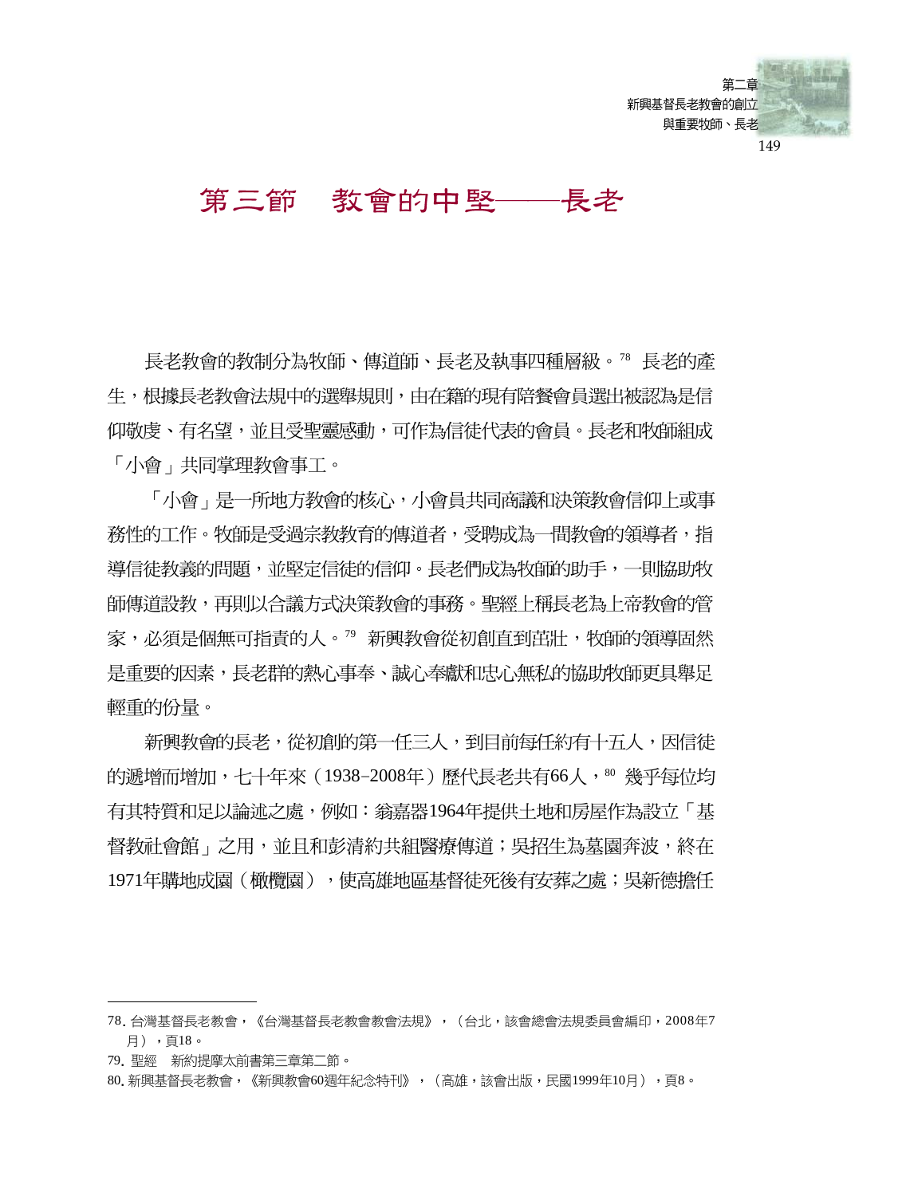## 第三節　教會的中堅——長老

長老教會的教制分為牧師、傳道師、長老及執事四種層級。[78] 長老的產生，根據長老教會法規中的選舉規則，由在籍的現有陪餐會員選出被認為是信仰敬虔、有名望，並且受聖靈感動，可作為信徒代表的會員。長老和牧師組成「小會」共同掌理教會事工。

「小會」是一所地方教會的核心，小會員共同商議和決策教會信仰上或事務性的工作。牧師是受過宗教教育的傳道者，受聘成為一間教會的領導者，指導信徒教義的問題，並堅定信徒的信仰。長老們成為牧師的助手，一則協助牧師傳道設教，再則以合議方式決策教會的事務。聖經上稱長老為上帝教會的管家，必須是個無可指責的人。[79] 新興教會從初創直到茁壯，牧師的領導固然是重要的因素，長老群的熱心事奉、誠心奉獻和忠心無私的協助牧師更具舉足輕重的份量。

新興教會的長老，從初創的第一任三人，到目前每任約有十五人，因信徒的遞增而增加，七十年來（1938–2008年）歷代長老共有66人，[80] 幾乎每位均有其特質和足以論述之處，例如：翁嘉器1964年提供土地和房屋作為設立「基督教社會館」之用，並且和彭清約共組醫療傳道；吳招生為墓園奔波，終在1971年購地成園（橄欖園），使高雄地區基督徒死後有安葬之處；吳新德擔任

---

78. 台灣基督長老教會，《台灣基督長老教會教會法規》，（台北，該會總會法規委員會編印，2008年7月），頁18。

79. 聖經　新約提摩太前書第三章第二節。

80. 新興基督長老教會，《新興教會60週年紀念特刊》，（高雄，該會出版，民國1999年10月），頁8。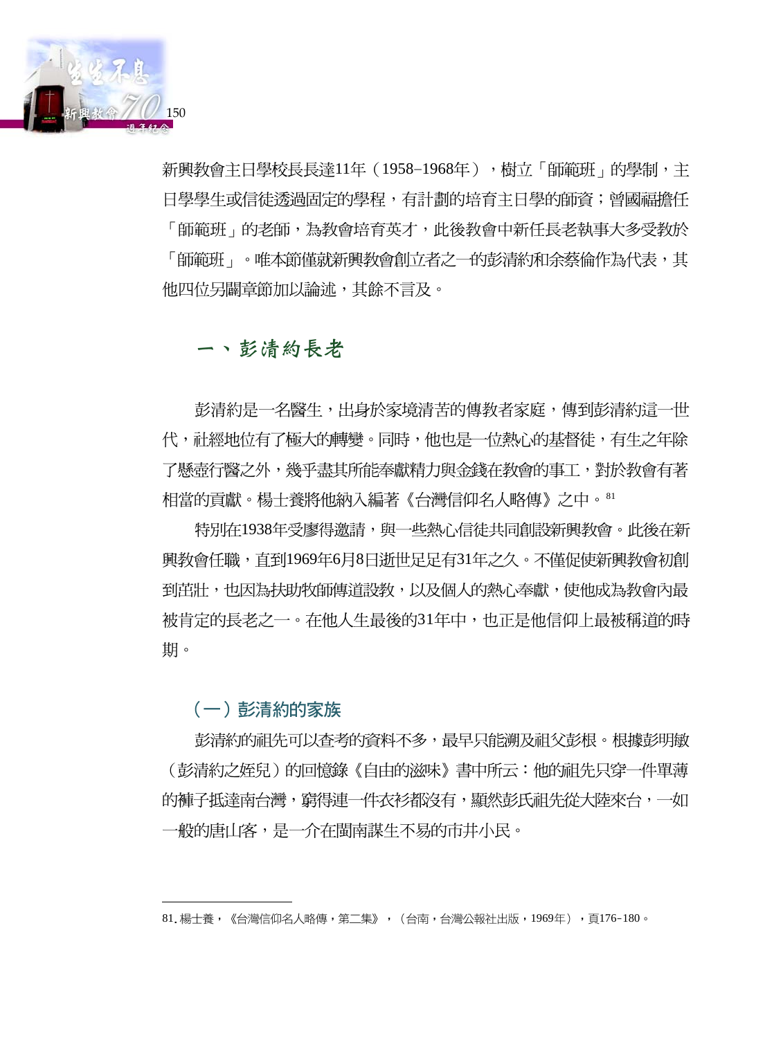新興教會主日學校長長達11年（1958–1968年），樹立「師範班」的學制，主日學學生或信徒透過固定的學程，有計劃的培育主日學的師資；曾國福擔任「師範班」的老師，為教會培育英才，此後教會中新任長老執事大多受教於「師範班」。唯本節僅就新興教會創立者之一的彭清約和余蔡倫作為代表，其他四位另闢章節加以論述，其餘不言及。

## 一、彭清約長老

彭清約是一名醫生，出身於家境清苦的傳教者家庭，傳到彭清約這一世代，社經地位有了極大的轉變。同時，他也是一位熱心的基督徒，有生之年除了懸壺行醫之外，幾乎盡其所能奉獻精力與金錢在教會的事工，對於教會有著相當的貢獻。楊士養將他納入編著《台灣信仰名人略傳》之中。[81]

特別在1938年受廖得邀請，與一些熱心信徒共同創設新興教會。此後在新興教會任職，直到1969年6月8日逝世足足有31年之久。不僅促使新興教會初創到茁壯，也因為扶助牧師傳道設教，以及個人的熱心奉獻，使他成為教會內最被肯定的長老之一。在他人生最後的31年中，也正是他信仰上最被稱道的時期。

### （一）彭清約的家族

彭清約的祖先可以查考的資料不多，最早只能溯及祖父彭根。根據彭明敏（彭清約之姪兒）的回憶錄《自由的滋味》書中所云：他的祖先只穿一件單薄的褲子抵達南台灣，窮得連一件衣衫都沒有，顯然彭氏祖先從大陸來台，一如一般的唐山客，是一介在閩南謀生不易的市井小民。

---

81. 楊士養，《台灣信仰名人略傳，第二集》，（台南，台灣公報社出版，1969年），頁176–180。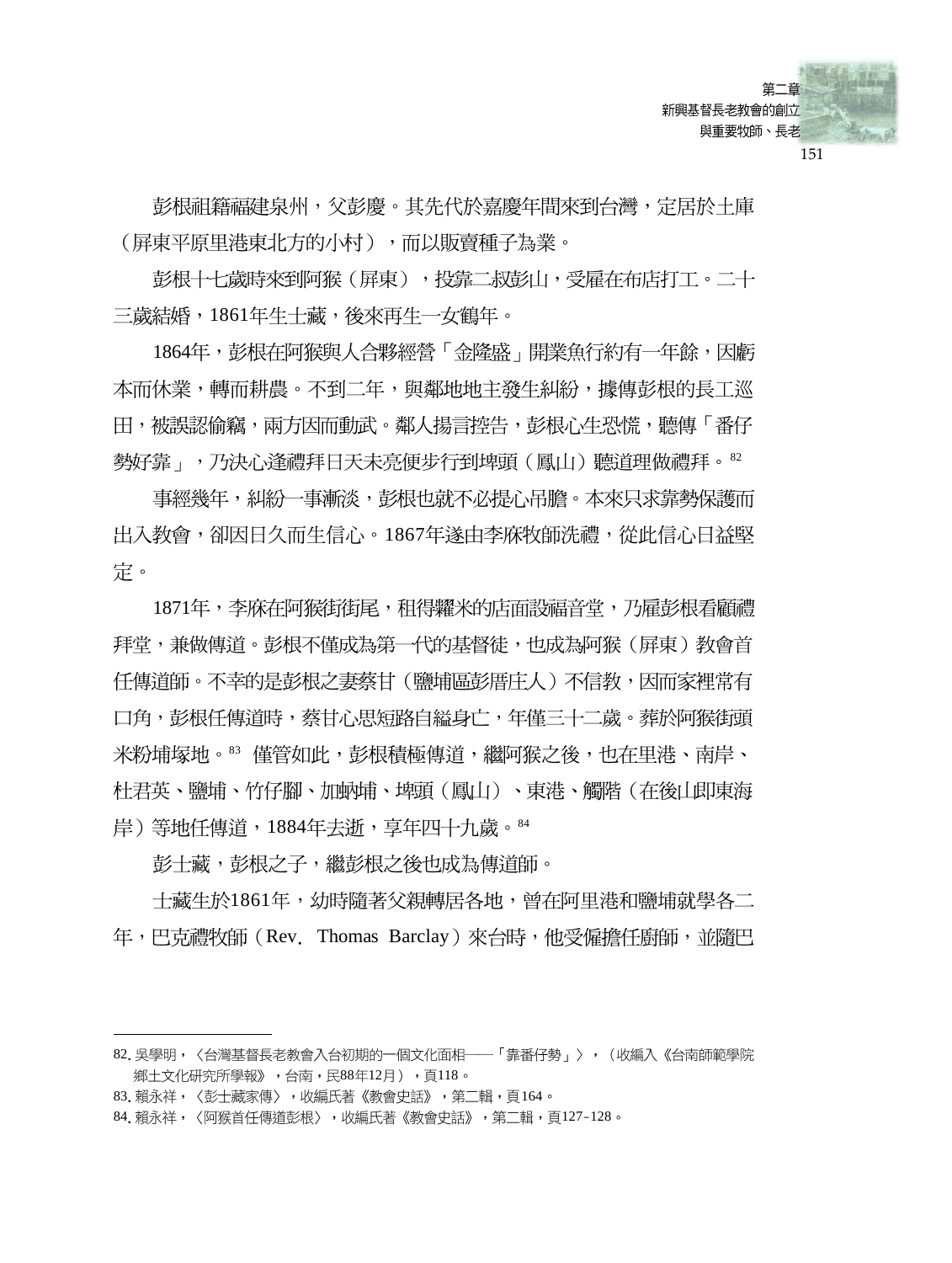彭根祖籍福建泉州，父彭慶。其先代於嘉慶年間來到台灣，定居於土庫（屏東平原里港東北方的小村），而以販賣種子為業。

彭根十七歲時來到阿猴（屏東），投靠二叔彭山，受雇在布店打工。二十三歲結婚，1861年生士藏，後來再生一女鶴年。

1864年，彭根在阿猴與人合夥經營「金隆盛」開業魚行約有一年餘，因虧本而休業，轉而耕農。不到二年，與鄰地地主發生糾紛，據傳彭根的長工巡田，被誤認偷竊，兩方因而動武。鄰人揚言控告，彭根心生恐慌，聽傳「番仔勢好靠」，乃決心逢禮拜日天未亮便步行到埤頭（鳳山）聽道理做禮拜。[82]

事經幾年，糾紛一事漸淡，彭根也就不必提心吊膽。本來只求靠勢保護而出入教會，卻因日久而生信心。1867年遂由李庥牧師洗禮，從此信心日益堅定。

1871年，李庥在阿猴街街尾，租得糶米的店面設福音堂，乃雇彭根看顧禮拜堂，兼做傳道。彭根不僅成為第一代的基督徒，也成為阿猴（屏東）教會首任傳道師。不幸的是彭根之妻蔡甘（鹽埔區彭厝庄人）不信教，因而家裡常有口角，彭根任傳道時，蔡甘心思短路自縊身亡，年僅三十二歲。葬於阿猴街頭米粉埔塚地。[83] 儘管如此，彭根積極傳道，繼阿猴之後，也在里港、南岸、杜君英、鹽埔、竹仔腳、加蚋埔、埤頭（鳳山）、東港、觸階（在後山即東海岸）等地任傳道，1884年去逝，享年四十九歲。[84]

彭士藏，彭根之子，繼彭根之後也成為傳道師。

士藏生於1861年，幼時隨著父親轉居各地，曾在阿里港和鹽埔就學各二年，巴克禮牧師（Rev. Thomas Barclay）來台時，他受僱擔任廚師，並隨巴

---

82. 吳學明，〈台灣基督長老教會入台初期的一個文化面相──「靠番仔勢」〉，（收編入《台南師範學院鄉土文化研究所學報》，台南，民88年12月），頁118。

83. 賴永祥，〈彭士藏家傳〉，收編氏著《教會史話》，第二輯，頁164。

84. 賴永祥，〈阿猴首任傳道彭根〉，收編氏著《教會史話》，第二輯，頁127-128。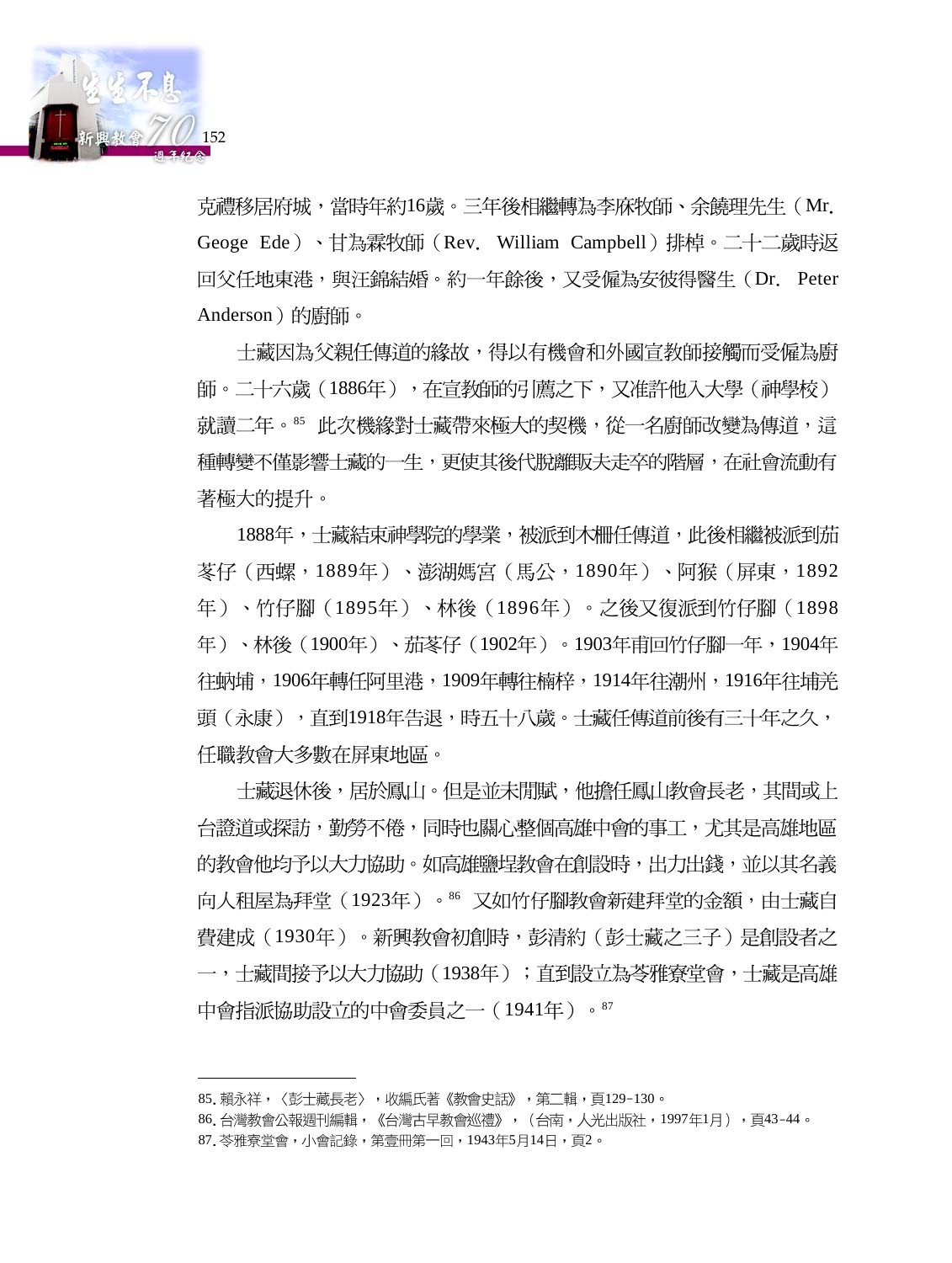克禮移居府城，當時年約16歲。三年後相繼轉為李庥牧師、余饒理先生（Mr. Geoge Ede）、甘為霖牧師（Rev. William Campbell）排棹。二十二歲時返回父任地東港，與汪錦結婚。約一年餘後，又受僱為安彼得醫生（Dr. Peter Anderson）的廚師。

士藏因為父親任傳道的緣故，得以有機會和外國宣教師接觸而受僱為廚師。二十六歲（1886年），在宣教師的引薦之下，又准許他入大學（神學校）就讀二年。[85] 此次機緣對士藏帶來極大的契機，從一名廚師改變為傳道，這種轉變不僅影響士藏的一生，更使其後代脫離販夫走卒的階層，在社會流動有著極大的提升。

1888年，士藏結束神學院的學業，被派到木柵任傳道，此後相繼被派到茄苳仔（西螺，1889年）、澎湖媽宮（馬公，1890年）、阿猴（屏東，1892年）、竹仔腳（1895年）、林後（1896年）。之後又復派到竹仔腳（1898年）、林後（1900年）、茄苳仔（1902年）。1903年甫回竹仔腳一年，1904年往蚋埔，1906年轉任阿里港，1909年轉往楠梓，1914年往潮州，1916年往埔羌頭（永康），直到1918年告退，時五十八歲。士藏任傳道前後有三十年之久，任職教會大多數在屏東地區。

士藏退休後，居於鳳山。但是並未閒賦，他擔任鳳山教會長老，其間或上台證道或探訪，勤勞不倦，同時也關心整個高雄中會的事工，尤其是高雄地區的教會他均予以大力協助。如高雄鹽埕教會在創設時，出力出錢，並以其名義向人租屋為拜堂（1923年）。[86] 又如竹仔腳教會新建拜堂的金額，由士藏自費建成（1930年）。新興教會初創時，彭清約（彭士藏之三子）是創設者之一，士藏間接予以大力協助（1938年）；直到設立為苓雅寮堂會，士藏是高雄中會指派協助設立的中會委員之一（1941年）。[87]

---

85. 賴永祥，〈彭士藏長老〉，收編氏著《教會史話》，第二輯，頁129-130。
86. 台灣教會公報週刊編輯，《台灣古早教會巡禮》，（台南，人光出版社，1997年1月），頁43-44。
87. 苓雅寮堂會，小會記錄，第壹冊第一回，1943年5月14日，頁2。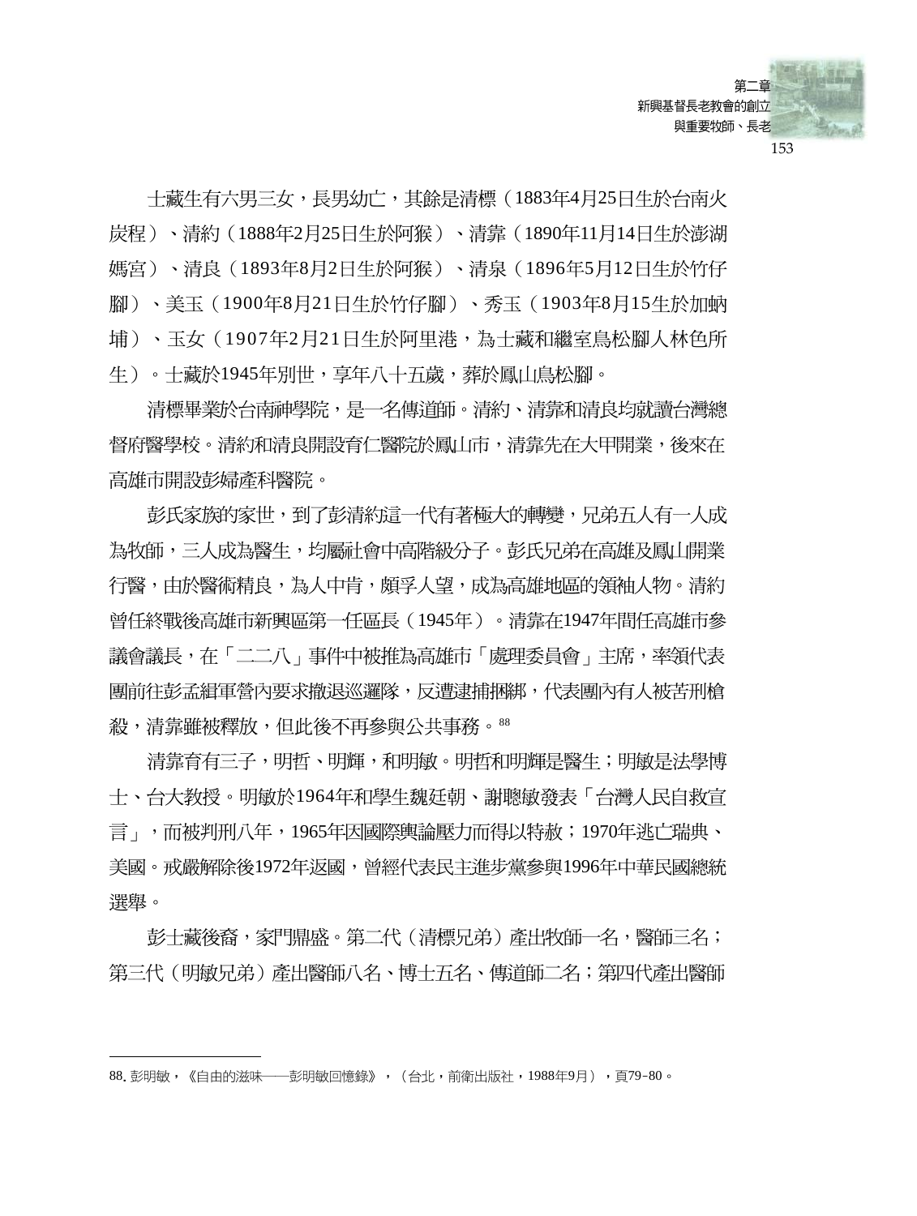士藏生有六男三女，長男幼亡，其餘是清標（1883年4月25日生於台南火炭程）、清約（1888年2月25日生於阿猴）、清靠（1890年11月14日生於澎湖媽宮）、清良（1893年8月2日生於阿猴）、清泉（1896年5月12日生於竹仔腳）、美玉（1900年8月21日生於竹仔腳）、秀玉（1903年8月15生於加蚋埔）、玉女（1907年2月21日生於阿里港，為士藏和繼室鳥松腳人林色所生）。士藏於1945年別世，享年八十五歲，葬於鳳山鳥松腳。

清標畢業於台南神學院，是一名傳道師。清約、清靠和清良均就讀台灣總督府醫學校。清約和清良開設育仁醫院於鳳山市，清靠先在大甲開業，後來在高雄市開設彭婦產科醫院。

彭氏家族的家世，到了彭清約這一代有著極大的轉變，兄弟五人有一人成為牧師，三人成為醫生，均屬社會中高階級分子。彭氏兄弟在高雄及鳳山開業行醫，由於醫術精良，為人中肯，頗孚人望，成為高雄地區的領袖人物。清約曾任終戰後高雄市新興區第一任區長（1945年）。清靠在1947年間任高雄市參議會議長，在「二二八」事件中被推為高雄市「處理委員會」主席，率領代表團前往彭孟緝軍營內要求撤退巡邏隊，反遭逮捕捆綁，代表團內有人被苦刑槍殺，清靠雖被釋放，但此後不再參與公共事務。[88]

清靠育有三子，明哲、明輝，和明敏。明哲和明輝是醫生；明敏是法學博士、台大教授。明敏於1964年和學生魏廷朝、謝聰敏發表「台灣人民自救宣言」，而被判刑八年，1965年因國際輿論壓力而得以特赦；1970年逃亡瑞典、美國。戒嚴解除後1972年返國，曾經代表民主進步黨參與1996年中華民國總統選舉。

彭士藏後裔，家門鼎盛。第二代（清標兄弟）產出牧師一名，醫師三名；第三代（明敏兄弟）產出醫師八名、博士五名、傳道師二名；第四代產出醫師

---

88. 彭明敏，《自由的滋味——彭明敏回憶錄》，（台北，前衛出版社，1988年9月），頁79-80。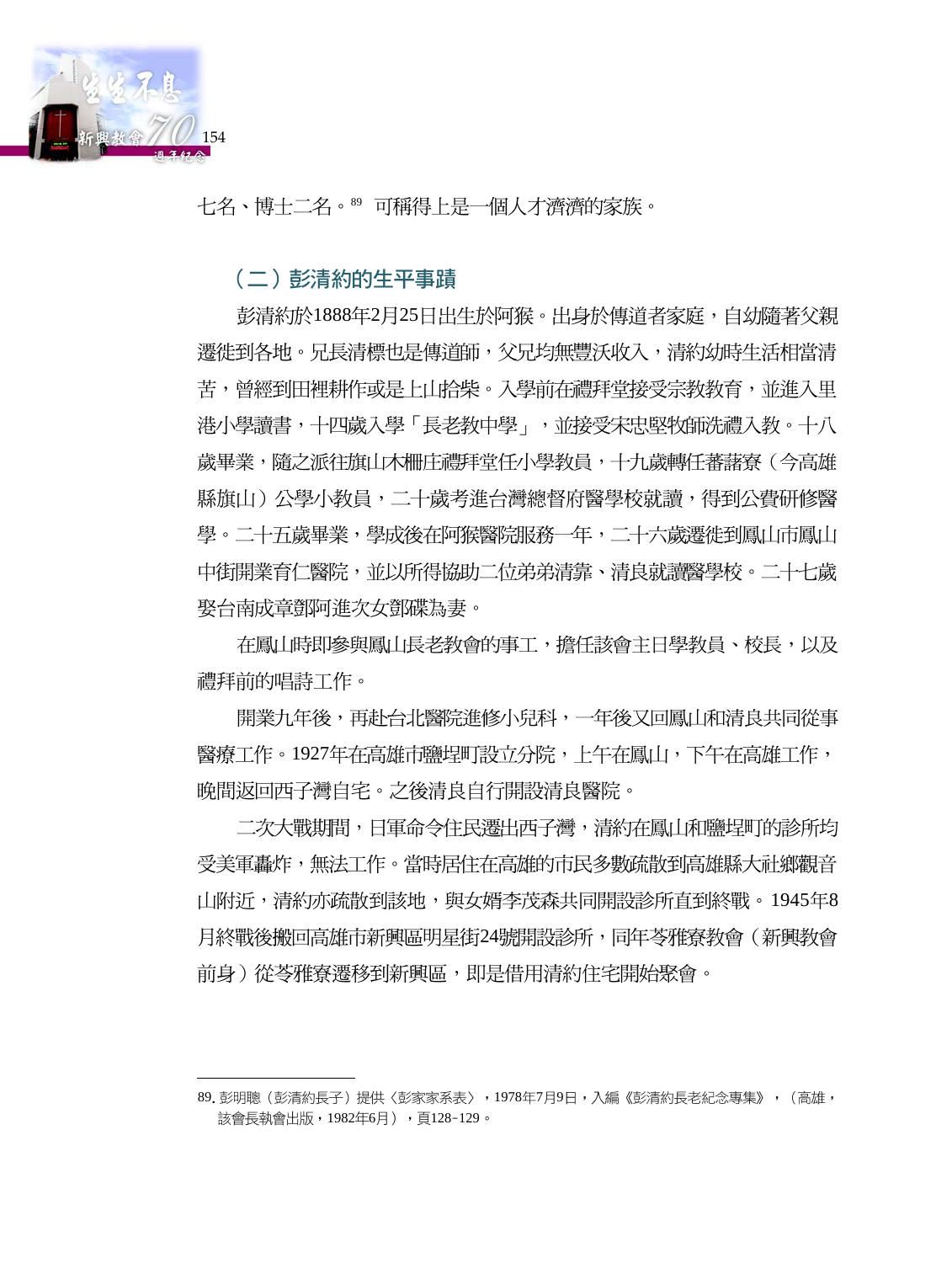七名、博士二名。[89] 可稱得上是一個人才濟濟的家族。

### （二）彭清約的生平事蹟

彭清約於1888年2月25日出生於阿猴。出身於傳道者家庭，自幼隨著父親遷徙到各地。兄長清標也是傳道師，父兄均無豐沃收入，清約幼時生活相當清苦，曾經到田裡耕作或是上山拾柴。入學前在禮拜堂接受宗教教育，並進入里港小學讀書，十四歲入學「長老教中學」，並接受宋忠堅牧師洗禮入教。十八歲畢業，隨之派往旗山木柵庄禮拜堂任小學教員，十九歲轉任蕃藷寮（今高雄縣旗山）公學小教員，二十歲考進台灣總督府醫學校就讀，得到公費研修醫學。二十五歲畢業，學成後在阿猴醫院服務一年，二十六歲遷徙到鳳山市鳳山中街開業育仁醫院，並以所得協助二位弟弟清靠、清良就讀醫學校。二十七歲娶台南成章鄧阿進次女鄧碟為妻。

在鳳山時即參與鳳山長老教會的事工，擔任該會主日學教員、校長，以及禮拜前的唱詩工作。

開業九年後，再赴台北醫院進修小兒科，一年後又回鳳山和清良共同從事醫療工作。1927年在高雄市鹽埕町設立分院，上午在鳳山，下午在高雄工作，晚間返回西子灣自宅。之後清良自行開設清良醫院。

二次大戰期間，日軍命令住民遷出西子灣，清約在鳳山和鹽埕町的診所均受美軍轟炸，無法工作。當時居住在高雄的市民多數疏散到高雄縣大社鄉觀音山附近，清約亦疏散到該地，與女婿李茂森共同開設診所直到終戰。1945年8月終戰後搬回高雄市新興區明星街24號開設診所，同年苓雅寮教會（新興教會前身）從苓雅寮遷移到新興區，即是借用清約住宅開始聚會。

---

89. 彭明聰（彭清約長子）提供〈彭家家系表〉，1978年7月9日，入編《彭清約長老紀念專集》，（高雄，該會長執會出版，1982年6月），頁128-129。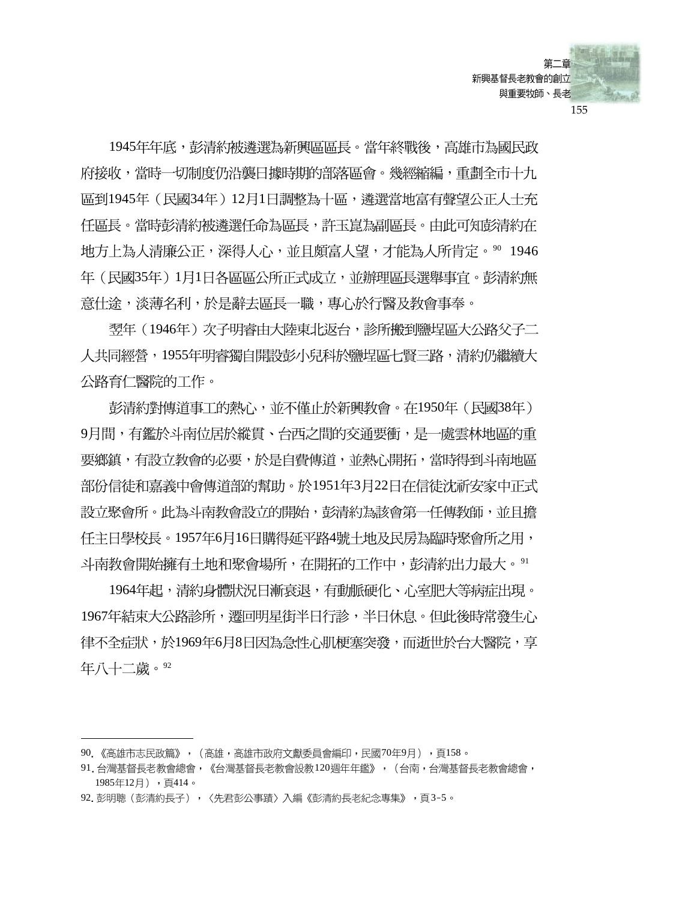1945年年底，彭清約被遴選為新興區區長。當年終戰後，高雄市為國民政府接收，當時一切制度仍沿襲日據時期的部落區會。幾經縮編，重劃全市十九區到1945年（民國34年）12月1日調整為十區，遴選當地富有聲望公正人士充任區長。當時彭清約被遴選任命為區長，許玉崑為副區長。由此可知彭清約在地方上為人清廉公正，深得人心，並且頗富人望，才能為人所肯定。[90] 1946年（民國35年）1月1日各區區公所正式成立，並辦理區長選舉事宜。彭清約無意仕途，淡薄名利，於是辭去區長一職，專心於行醫及教會事奉。

翌年（1946年）次子明睿由大陸東北返台，診所搬到鹽埕區大公路父子二人共同經營，1955年明睿獨自開設彭小兒科於鹽埕區七賢三路，清約仍繼續大公路育仁醫院的工作。

彭清約對傳道事工的熱心，並不僅止於新興教會。在1950年（民國38年）9月間，有鑑於斗南位居於縱貫、台西之間的交通要衝，是一處雲林地區的重要鄉鎮，有設立教會的必要，於是自費傳道，並熱心開拓，當時得到斗南地區部份信徒和嘉義中會傳道部的幫助。於1951年3月22日在信徒沈祈安家中正式設立聚會所。此為斗南教會設立的開始，彭清約為該會第一任傳教師，並且擔任主日學校長。1957年6月16日購得延平路4號土地及民房為臨時聚會所之用，斗南教會開始擁有土地和聚會場所，在開拓的工作中，彭清約出力最大。[91]

1964年起，清約身體狀況日漸衰退，有動脈硬化、心室肥大等病症出現。1967年結束大公路診所，遷回明星街半日行診，半日休息。但此後時常發生心律不全症狀，於1969年6月8日因為急性心肌梗塞突發，而逝世於台大醫院，享年八十二歲。[92]

---

90. 《高雄市志民政篇》，（高雄，高雄市政府文獻委員會編印，民國70年9月），頁158。
91. 台灣基督長老教會總會，《台灣基督長老教會設教120週年年鑑》，（台南，台灣基督長老教會總會，1985年12月），頁414。
92. 彭明聰（彭清約長子），〈先君彭公事蹟〉入編《彭清約長老紀念專集》，頁3-5。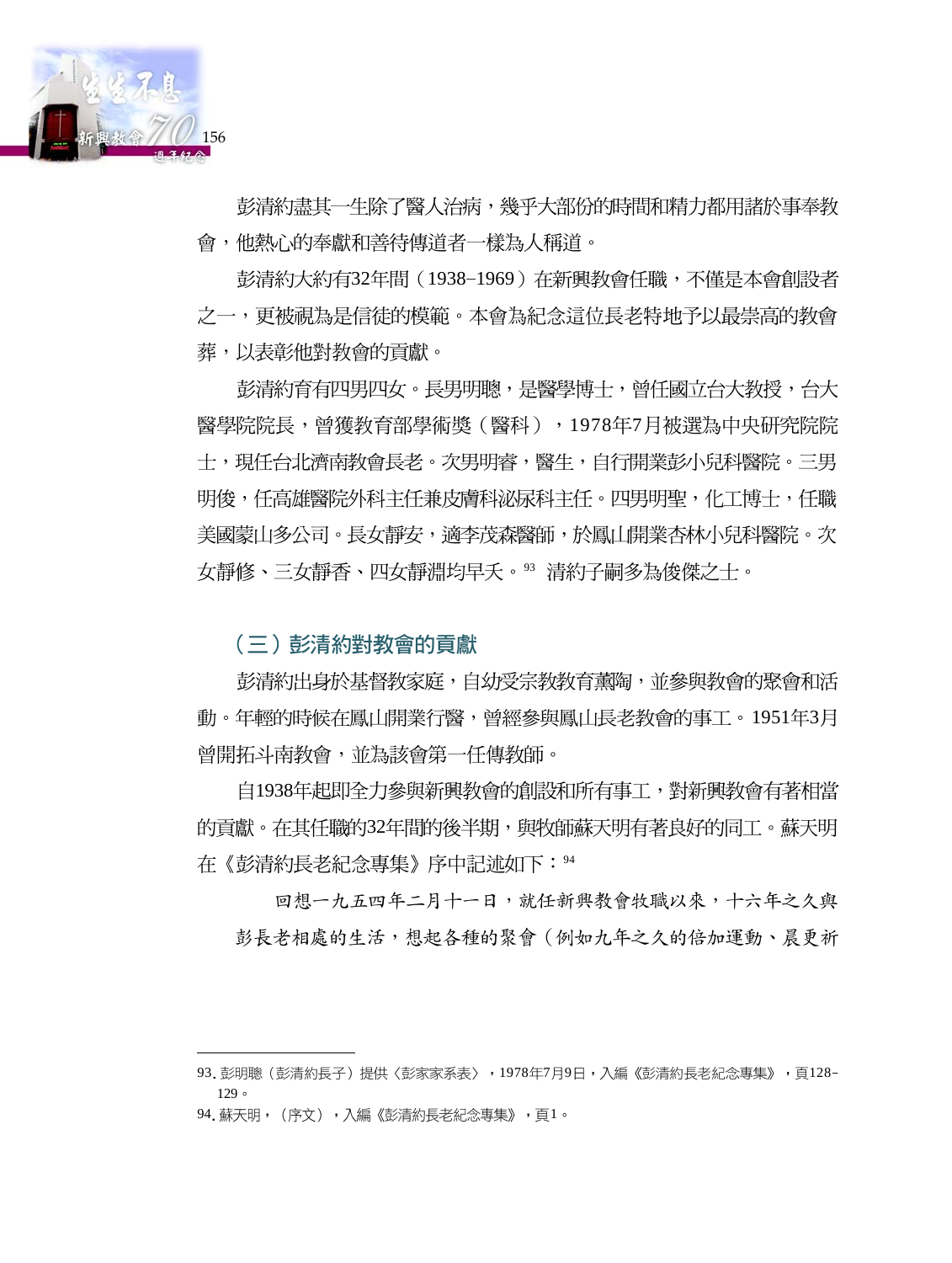彭清約盡其一生除了醫人治病，幾乎大部份的時間和精力都用諸於事奉教會，他熱心的奉獻和善待傳道者一樣為人稱道。

彭清約大約有32年間（1938–1969）在新興教會任職，不僅是本會創設者之一，更被視為是信徒的模範。本會為紀念這位長老特地予以最崇高的教會葬，以表彰他對教會的貢獻。

彭清約育有四男四女。長男明聰，是醫學博士，曾任國立台大教授，台大醫學院院長，曾獲教育部學術獎（醫科），1978年7月被選為中央研究院院士，現任台北濟南教會長老。次男明睿，醫生，自行開業彭小兒科醫院。三男明俊，任高雄醫院外科主任兼皮膚科泌尿科主任。四男明聖，化工博士，任職美國蒙山多公司。長女靜安，適李茂森醫師，於鳳山開業杏林小兒科醫院。次女靜修、三女靜香、四女靜淵均早夭。[93] 清約子嗣多為俊傑之士。

### （三）彭清約對教會的貢獻

彭清約出身於基督教家庭，自幼受宗教教育薰陶，並參與教會的聚會和活動。年輕的時候在鳳山開業行醫，曾經參與鳳山長老教會的事工。1951年3月曾開拓斗南教會，並為該會第一任傳教師。

自1938年起即全力參與新興教會的創設和所有事工，對新興教會有著相當的貢獻。在其任職的32年間的後半期，與牧師蘇天明有著良好的同工。蘇天明在《彭清約長老紀念專集》序中記述如下：[94]

> 回想一九五四年二月十一日，就任新興教會牧職以來，十六年之久與彭長老相處的生活，想起各種的聚會（例如九年之久的倍加運動、晨更祈

---

93. 彭明聰（彭清約長子）提供〈彭家家系表〉，1978年7月9日，入編《彭清約長老紀念專集》，頁128–129。

94. 蘇天明，（序文），入編《彭清約長老紀念專集》，頁1。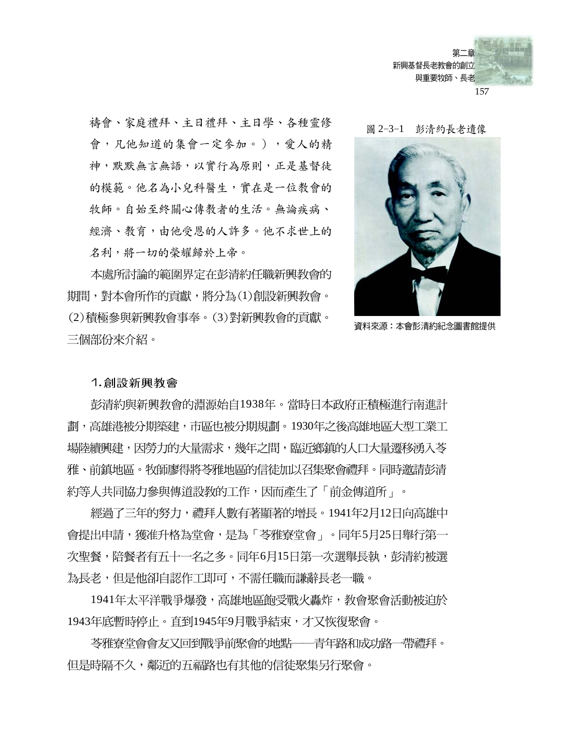禱會、家庭禮拜、主日禮拜、主日學、各種靈修會，凡他知道的集會一定參加。），愛人的精神，默默無言無語，以實行為原則，正是基督徒的模範。他名為小兒科醫生，實在是一位教會的牧師。自始至終關心傳教者的生活。無論疾病、經濟、教育，由他受恩的人許多。他不求世上的名利，將一切的榮耀歸於上帝。

圖 2-3-1　彭清約長老遺像

資料來源：本會彭清約紀念圖書館提供

本處所討論的範圍界定在彭清約任職新興教會的期間，對本會所作的貢獻，將分為(1)創設新興教會。(2)積極參與新興教會事奉。(3)對新興教會的貢獻。三個部份來介紹。

### 1.創設新興教會

彭清約與新興教會的淵源始自1938年。當時日本政府正積極進行南進計劃，高雄港被分期築建，市區也被分期規劃。1930年之後高雄地區大型工業工場陸續興建，因勞力的大量需求，幾年之間，臨近鄉鎮的人口大量遷移湧入苓雅、前鎮地區。牧師廖得將苓雅地區的信徒加以召集聚會禮拜。同時邀請彭清約等人共同協力參與傳道設教的工作，因而產生了「前金傳道所」。

經過了三年的努力，禮拜人數有著顯著的增長。1941年2月12日向高雄中會提出申請，獲准升格為堂會，是為「苓雅寮堂會」。同年5月25日舉行第一次聖餐，陪餐者有五十一名之多。同年6月15日第一次選舉長執，彭清約被選為長老，但是他卻自認作工即可，不需任職而謙辭長老一職。

1941年太平洋戰爭爆發，高雄地區飽受戰火轟炸，教會聚會活動被迫於1943年底暫時停止。直到1945年9月戰爭結束，才又恢復聚會。

苓雅寮堂會會友又回到戰爭前聚會的地點——青年路和成功路一帶禮拜。但是時隔不久，鄰近的五福路也有其他的信徒聚集另行聚會。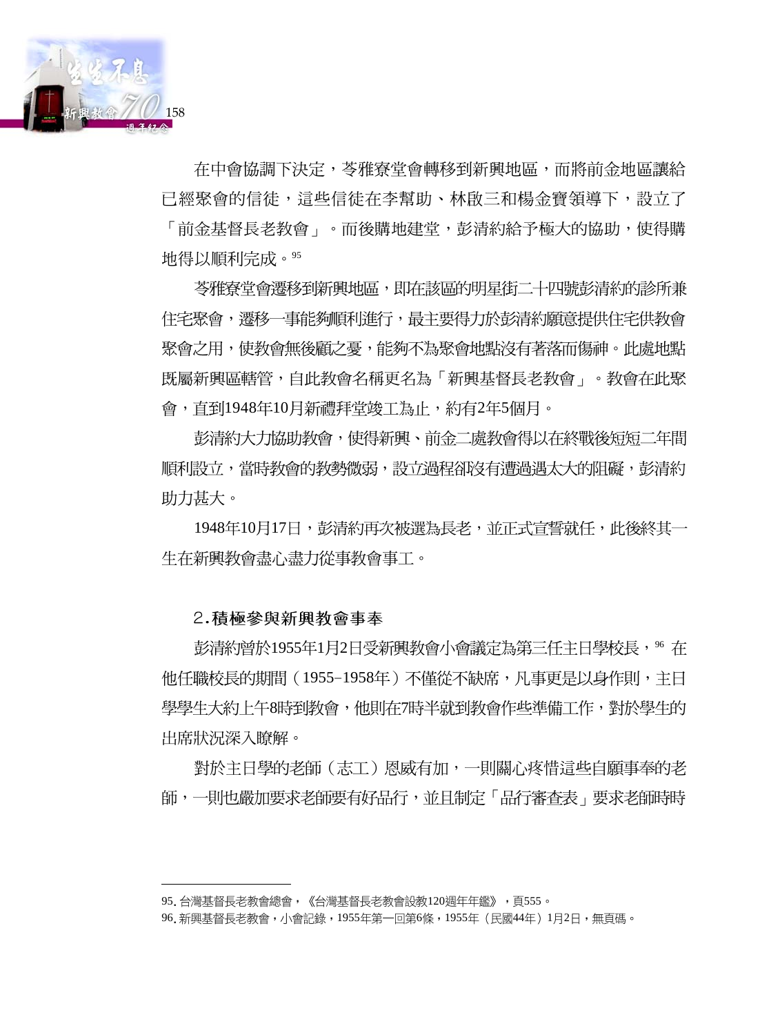在中會協調下決定，苓雅寮堂會轉移到新興地區，而將前金地區讓給已經聚會的信徒，這些信徒在李幫助、林啟三和楊金寶領導下，設立了「前金基督長老教會」。而後購地建堂，彭清約給予極大的協助，使得購地得以順利完成。[95]

苓雅寮堂會遷移到新興地區，即在該區的明星街二十四號彭清約的診所兼住宅聚會，遷移一事能夠順利進行，最主要得力於彭清約願意提供住宅供教會聚會之用，使教會無後顧之憂，能夠不為聚會地點沒有著落而傷神。此處地點既屬新興區轄管，自此教會名稱更名為「新興基督長老教會」。教會在此聚會，直到1948年10月新禮拜堂竣工為止，約有2年5個月。

彭清約大力協助教會，使得新興、前金二處教會得以在終戰後短短二年間順利設立，當時教會的教勢微弱，設立過程卻沒有遭遇過太大的阻礙，彭清約助力甚大。

1948年10月17日，彭清約再次被選為長老，並正式宣誓就任，此後終其一生在新興教會盡心盡力從事教會事工。

### 2.積極參與新興教會事奉

彭清約曾於1955年1月2日受新興教會小會議定為第三任主日學校長，[96] 在他任職校長的期間（1955–1958年）不僅從不缺席，凡事更是以身作則，主日學學生大約上午8時到教會，他則在7時半就到教會作些準備工作，對於學生的出席狀況深入瞭解。

對於主日學的老師（志工）恩威有加，一則關心疼惜這些自願事奉的老師，一則也嚴加要求老師要有好品行，並且制定「品行審查表」要求老師時時

---

95. 台灣基督長老教會總會，《台灣基督長老教會設教120週年年鑑》，頁555。

96. 新興基督長老教會，小會記錄，1955年第一回第6條，1955年（民國44年）1月2日，無頁碼。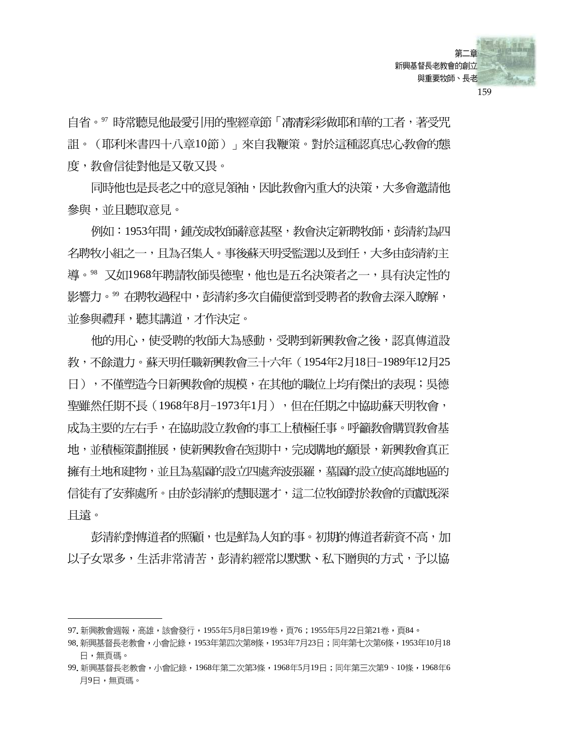自省。[97] 時常聽見他最愛引用的聖經章節「清清彩彩做耶和華的工者，著受咒詛。（耶利米書四十八章10節）」來自我鞭策。對於這種認真忠心教會的態度，教會信徒對他是又敬又畏。

同時他也是長老之中的意見領袖，因此教會內重大的決策，大多會邀請他參與，並且聽取意見。

例如：1953年間，鍾茂成牧師辭意甚堅，教會決定新聘牧師，彭清約為四名聘牧小組之一，且為召集人。事後蘇天明受監選以及到任，大多由彭清約主導。[98] 又如1968年聘請牧師吳德聖，他也是五名決策者之一，具有決定性的影響力。[99] 在聘牧過程中，彭清約多次自備便當到受聘者的教會去深入瞭解，並參與禮拜，聽其講道，才作決定。

他的用心，使受聘的牧師大為感動，受聘到新興教會之後，認真傳道設教，不餘遺力。蘇天明任職新興教會三十六年（1954年2月18日–1989年12月25日），不僅塑造今日新興教會的規模，在其他的職位上均有傑出的表現；吳德聖雖然任期不長（1968年8月–1973年1月），但在任期之中協助蘇天明牧會，成為主要的左右手，在協助設立教會的事工上積極任事。呼籲教會購買教會基地，並積極策劃推展，使新興教會在短期中，完成購地的願景，新興教會真正擁有土地和建物，並且為墓園的設立四處奔波張羅，墓園的設立使高雄地區的信徒有了安葬處所。由於彭清約的慧眼選才，這二位牧師對於教會的貢獻既深且遠。

彭清約對傳道者的照顧，也是鮮為人知的事。初期的傳道者薪資不高，加以子女眾多，生活非常清苦，彭清約經常以默默、私下贈與的方式，予以協

---

97. 新興教會週報，高雄，該會發行，1955年5月8日第19卷，頁76；1955年5月22日第21卷，頁84。

98. 新興基督長老教會，小會記錄，1953年第四次第8條，1953年7月23日；同年第七次第6條，1953年10月18日，無頁碼。

99. 新興基督長老教會，小會記錄，1968年第二次第3條，1968年5月19日；同年第三次第9、10條，1968年6月9日，無頁碼。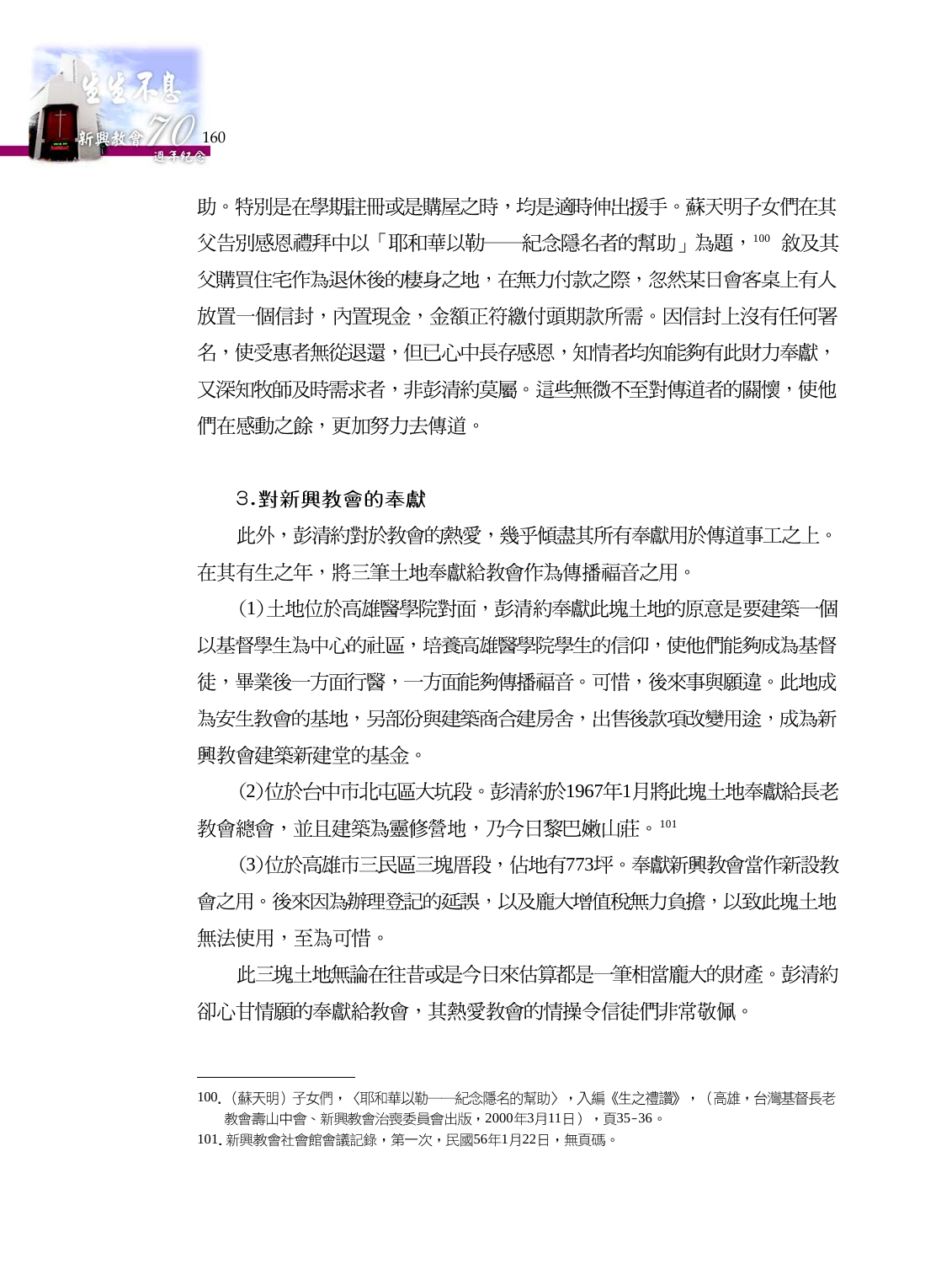助。特別是在學期註冊或是購屋之時，均是適時伸出援手。蘇天明子女們在其父告別感恩禮拜中以「耶和華以勒——紀念隱名者的幫助」為題，[100] 敘及其父購買住宅作為退休後的棲身之地，在無力付款之際，忽然某日會客桌上有人放置一個信封，內置現金，金額正符繳付頭期款所需。因信封上沒有任何署名，使受惠者無從退還，但已心中長存感恩，知情者均知能夠有此財力奉獻，又深知牧師及時需求者，非彭清約莫屬。這些無微不至對傳道者的關懷，使他們在感動之餘，更加努力去傳道。

### 3.對新興教會的奉獻

此外，彭清約對於教會的熱愛，幾乎傾盡其所有奉獻用於傳道事工之上。在其有生之年，將三筆土地奉獻給教會作為傳播福音之用。

(1)土地位於高雄醫學院對面，彭清約奉獻此塊土地的原意是要建築一個以基督學生為中心的社區，培養高雄醫學院學生的信仰，使他們能夠成為基督徒，畢業後一方面行醫，一方面能夠傳播福音。可惜，後來事與願違。此地成為安生教會的基地，另部份與建築商合建房舍，出售後款項改變用途，成為新興教會建築新建堂的基金。

(2)位於台中市北屯區大坑段。彭清約於1967年1月將此塊土地奉獻給長老教會總會，並且建築為靈修營地，乃今日黎巴嫩山莊。[101]

(3)位於高雄市三民區三塊厝段，佔地有773坪。奉獻新興教會當作新設教會之用。後來因為辦理登記的延誤，以及龐大增值稅無力負擔，以致此塊土地無法使用，至為可惜。

此三塊土地無論在往昔或是今日來估算都是一筆相當龐大的財產。彭清約卻心甘情願的奉獻給教會，其熱愛教會的情操令信徒們非常敬佩。

---

100.（蘇天明）子女們，〈耶和華以勒——紀念隱名的幫助〉，入編《生之禮讚》，（高雄，台灣基督長老教會壽山中會、新興教會治喪委員會出版，2000年3月11日），頁35-36。

101.新興教會社會館會議記錄，第一次，民國56年1月22日，無頁碼。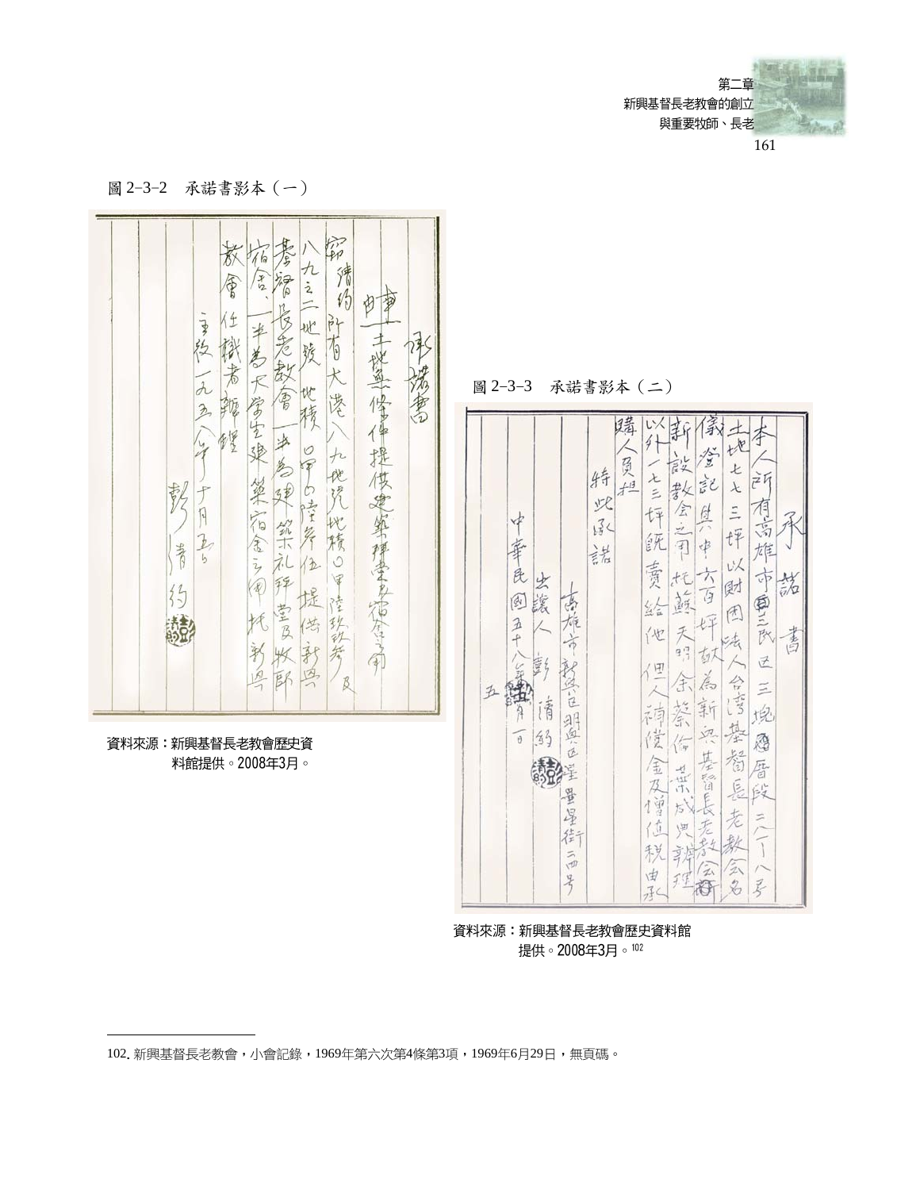圖 2-3-2　承諾書影本（一）

資料來源：新興基督長老教會歷史資料館提供。2008年3月。

圖 2-3-3　承諾書影本（二）

資料來源：新興基督長老教會歷史資料館提供。2008年3月。[102]

---

102. 新興基督長老教會，小會記錄，1969年第六次第4條第3項，1969年6月29日，無頁碼。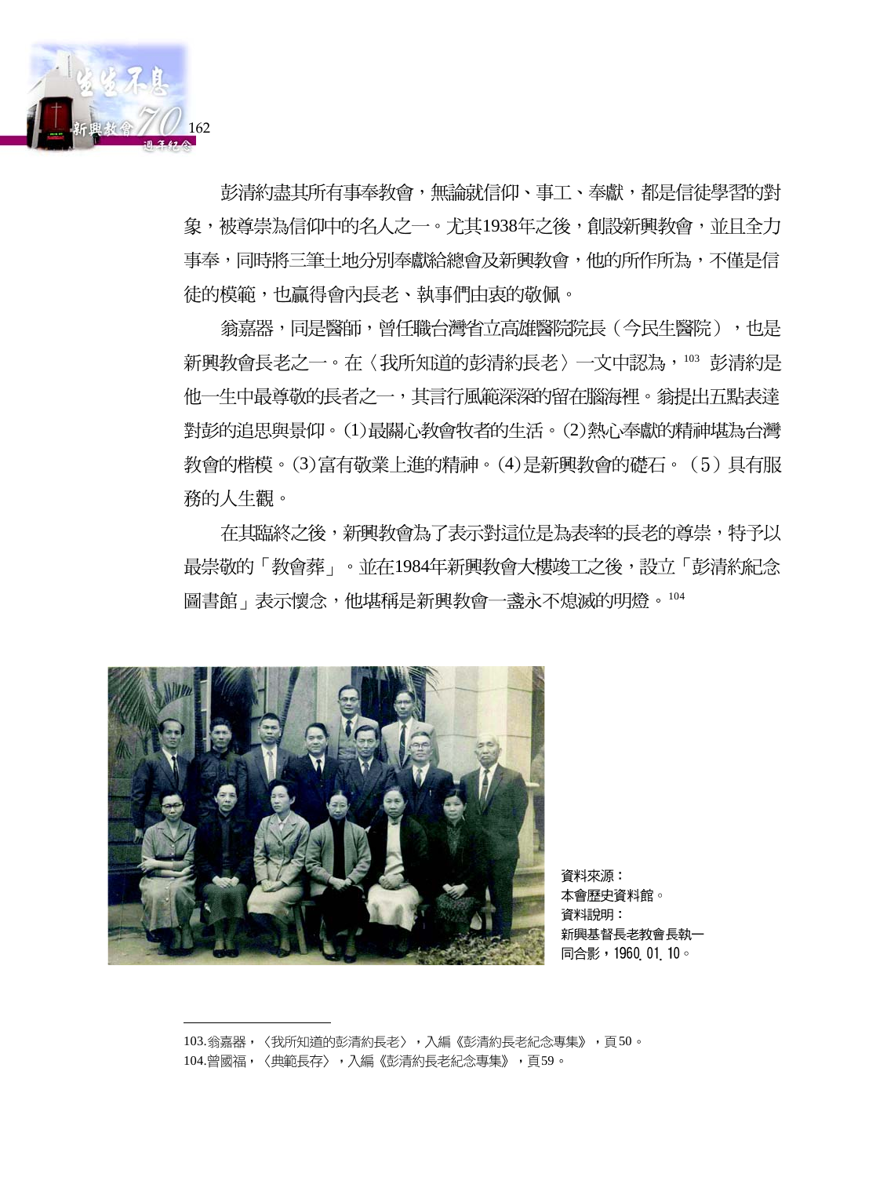彭清約盡其所有事奉教會，無論就信仰、事工、奉獻，都是信徒學習的對象，被尊崇為信仰中的名人之一。尤其1938年之後，創設新興教會，並且全力事奉，同時將三筆土地分別奉獻給總會及新興教會，他的所作所為，不僅是信徒的模範，也贏得會內長老、執事們由衷的敬佩。

翁嘉器，同是醫師，曾任職台灣省立高雄醫院院長（今民生醫院），也是新興教會長老之一。在〈我所知道的彭清約長老〉一文中認為，[103] 彭清約是他一生中最尊敬的長者之一，其言行風範深深的留在腦海裡。翁提出五點表達對彭的追思與景仰。(1)最關心教會牧者的生活。(2)熱心奉獻的精神堪為台灣教會的楷模。(3)富有敬業上進的精神。(4)是新興教會的礎石。（5）具有服務的人生觀。

在其臨終之後，新興教會為了表示對這位是為表率的長老的尊崇，特予以最崇敬的「教會葬」。並在1984年新興教會大樓竣工之後，設立「彭清約紀念圖書館」表示懷念，他堪稱是新興教會一盞永不熄滅的明燈。[104]

資料來源：
本會歷史資料館。
資料說明：
新興基督長老教會長執一同合影，1960.01.10。

103.翁嘉器，〈我所知道的彭清約長老〉，入編《彭清約長老紀念專集》，頁50。
104.曾國福，〈典範長存〉，入編《彭清約長老紀念專集》，頁59。